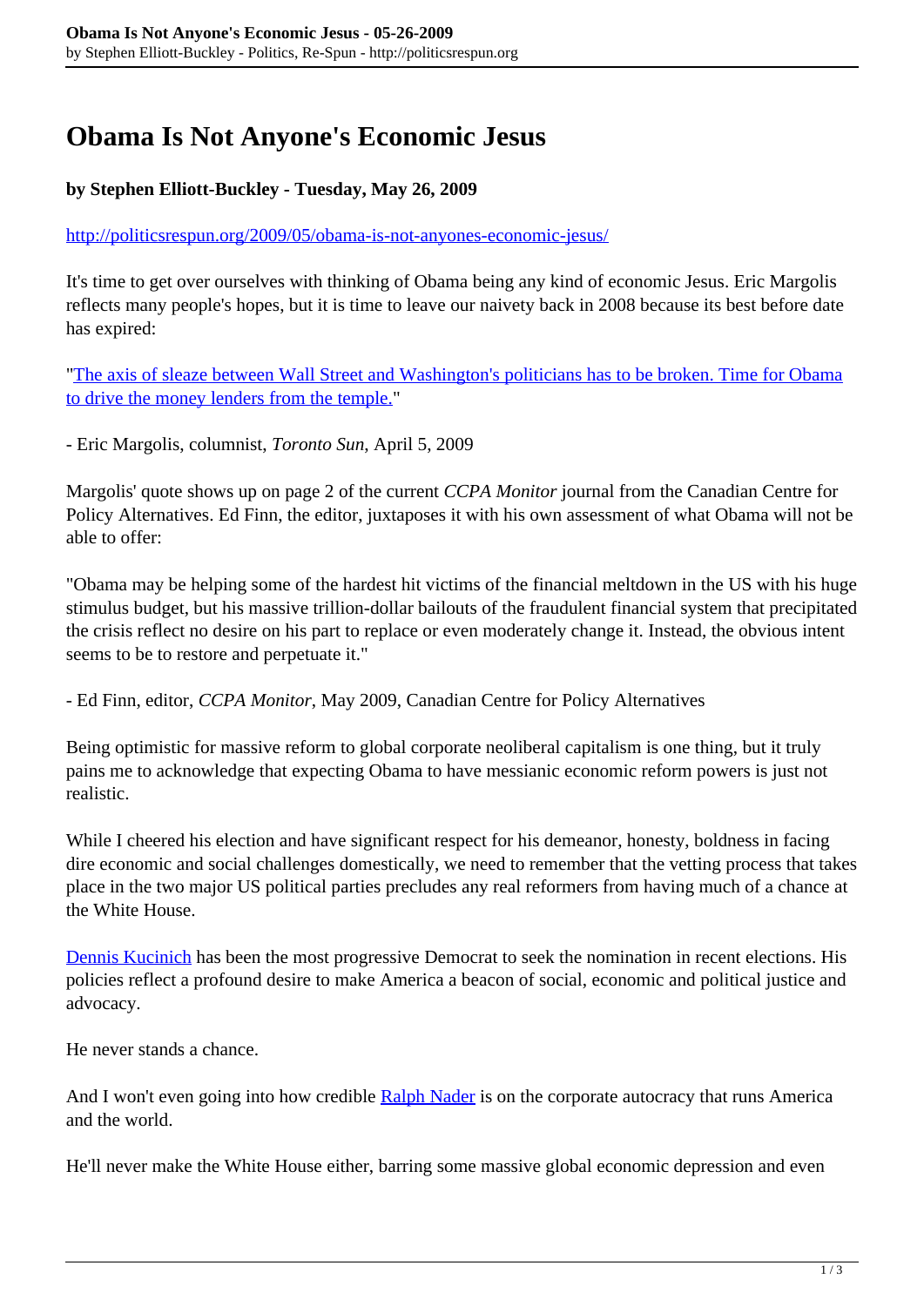# Obama Is Not Anyone's Economic Jesus

**by Stephen Elliott-Buckley - Tuesday, May 26, 2009**

http://politicsrespun.org/2009/05/obama-is-not-anyones-economic-jesus/

It's time to get over ourselves with thinking of Obama being any kind of economic Jesus. Eric Margolis reflects many people's hopes, but it is time to leave our naivety back in 2008 because its best before date has expired:

"The axis of sleaze between Wall Street and Washington's politicians has to be broken. Time for Obama to drive the money lenders from the temple."

- Eric Margolis, columnist, *Toronto Sun*, April 5, 2009

Margolis' quote shows up on page 2 of the current *CCPA Monitor* journal from the Canadian Centre for Policy Alternatives. Ed Finn, the editor, juxtaposes it with his own assessment of what Obama will not be able to offer:

"Obama may be helping some of the hardest hit victims of the financial meltdown in the US with his huge stimulus budget, but his massive trillion-dollar bailouts of the fraudulent financial system that precipitated the crisis reflect no desire on his part to replace or even moderately change it. Instead, the obvious intent seems to be to restore and perpetuate it."

- Ed Finn, editor, *CCPA Monitor*, May 2009, Canadian Centre for Policy Alternatives

Being optimistic for massive reform to global corporate neoliberal capitalism is one thing, but it truly pains me to acknowledge that expecting Obama to have messianic economic reform powers is just not realistic.

While I cheered his election and have significant respect for his demeanor, honesty, boldness in facing dire economic and social challenges domestically, we need to remember that the vetting process that takes place in the two major US political parties precludes any real reformers from having much of a chance at the White House.

Dennis Kucinich has been the most progressive Democrat to seek the nomination in recent elections. His policies reflect a profound desire to make America a beacon of social, economic and political justice and advocacy.

He never stands a chance.

And I won't even going into how credible Ralph Nader is on the corporate autocracy that runs America and the world.

He'll never make the White House either, barring some massive global economic depression and even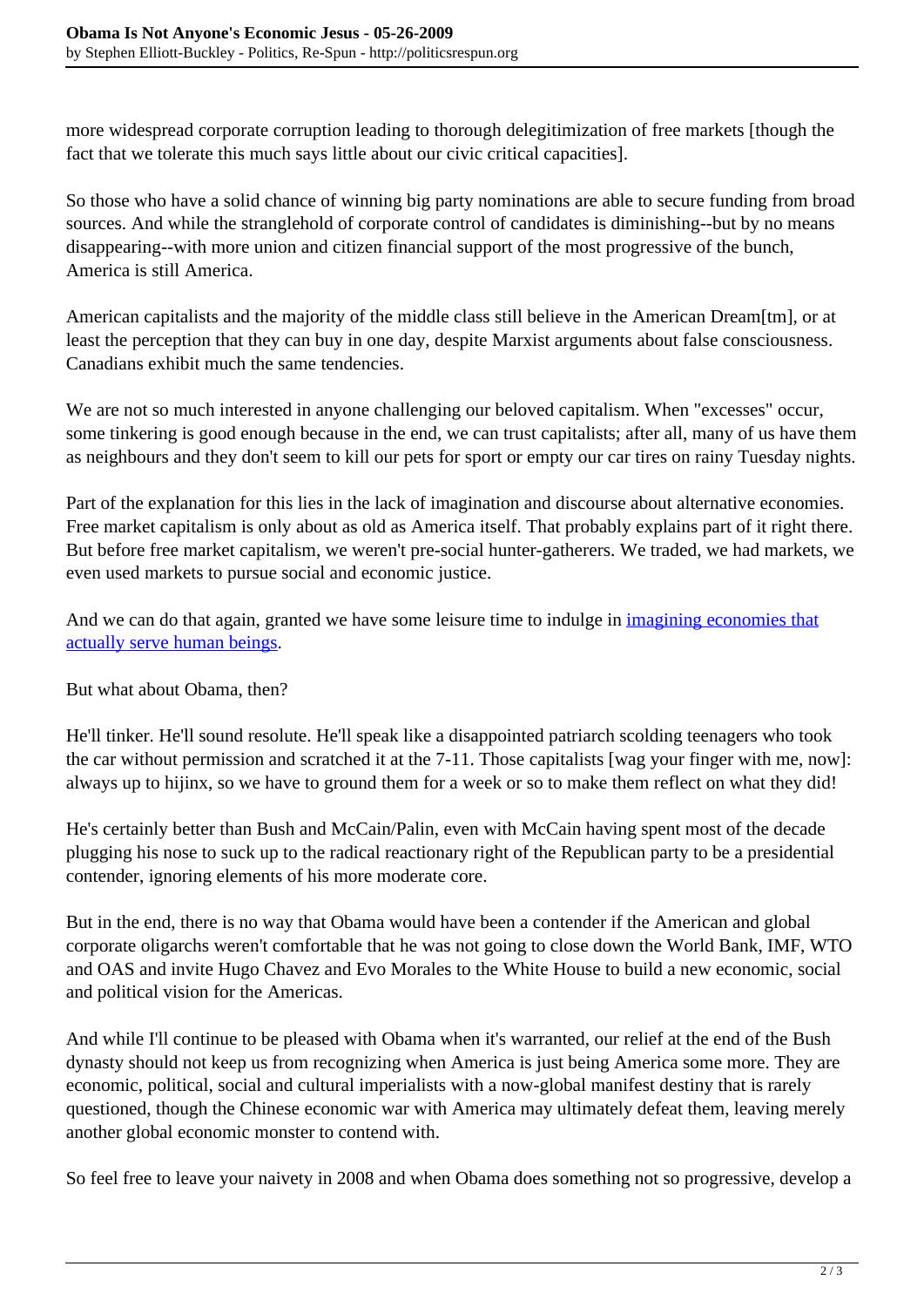more widespread corporate corruption leading to thorough delegitimization of free markets [though the fact that we tolerate this much says little about our civic critical capacities].

So those who have a solid chance of winning big party nominations are able to secure funding from broad sources. And while the stranglehold of corporate control of candidates is diminishing--but by no means disappearing--with more union and citizen financial support of the most progressive of the bunch, America is still America.

American capitalists and the majority of the middle class still believe in the American Dream[tm], or at least the perception that they can buy in one day, despite Marxist arguments about false consciousness. Canadians exhibit much the same tendencies.

We are not so much interested in anyone challenging our beloved capitalism. When "excesses" occur, some tinkering is good enough because in the end, we can trust capitalists; after all, many of us have them as neighbours and they don't seem to kill our pets for sport or empty our car tires on rainy Tuesday nights.

Part of the explanation for this lies in the lack of imagination and discourse about alternative economies. Free market capitalism is only about as old as America itself. That probably explains part of it right there. But before free market capitalism, we weren't pre-social hunter-gatherers. We traded, we had markets, we even used markets to pursue social and economic justice.

And we can do that again, granted we have some leisure time to indulge in [imagining economies that actually serve human beings](#).

But what about Obama, then?

He'll tinker. He'll sound resolute. He'll speak like a disappointed patriarch scolding teenagers who took the car without permission and scratched it at the 7-11. Those capitalists [wag your finger with me, now]: always up to hijinx, so we have to ground them for a week or so to make them reflect on what they did!

He's certainly better than Bush and McCain/Palin, even with McCain having spent most of the decade plugging his nose to suck up to the radical reactionary right of the Republican party to be a presidential contender, ignoring elements of his more moderate core.

But in the end, there is no way that Obama would have been a contender if the American and global corporate oligarchs weren't comfortable that he was not going to close down the World Bank, IMF, WTO and OAS and invite Hugo Chavez and Evo Morales to the White House to build a new economic, social and political vision for the Americas.

And while I'll continue to be pleased with Obama when it's warranted, our relief at the end of the Bush dynasty should not keep us from recognizing when America is just being America some more. They are economic, political, social and cultural imperialists with a now-global manifest destiny that is rarely questioned, though the Chinese economic war with America may ultimately defeat them, leaving merely another global economic monster to contend with.

So feel free to leave your naivety in 2008 and when Obama does something not so progressive, develop a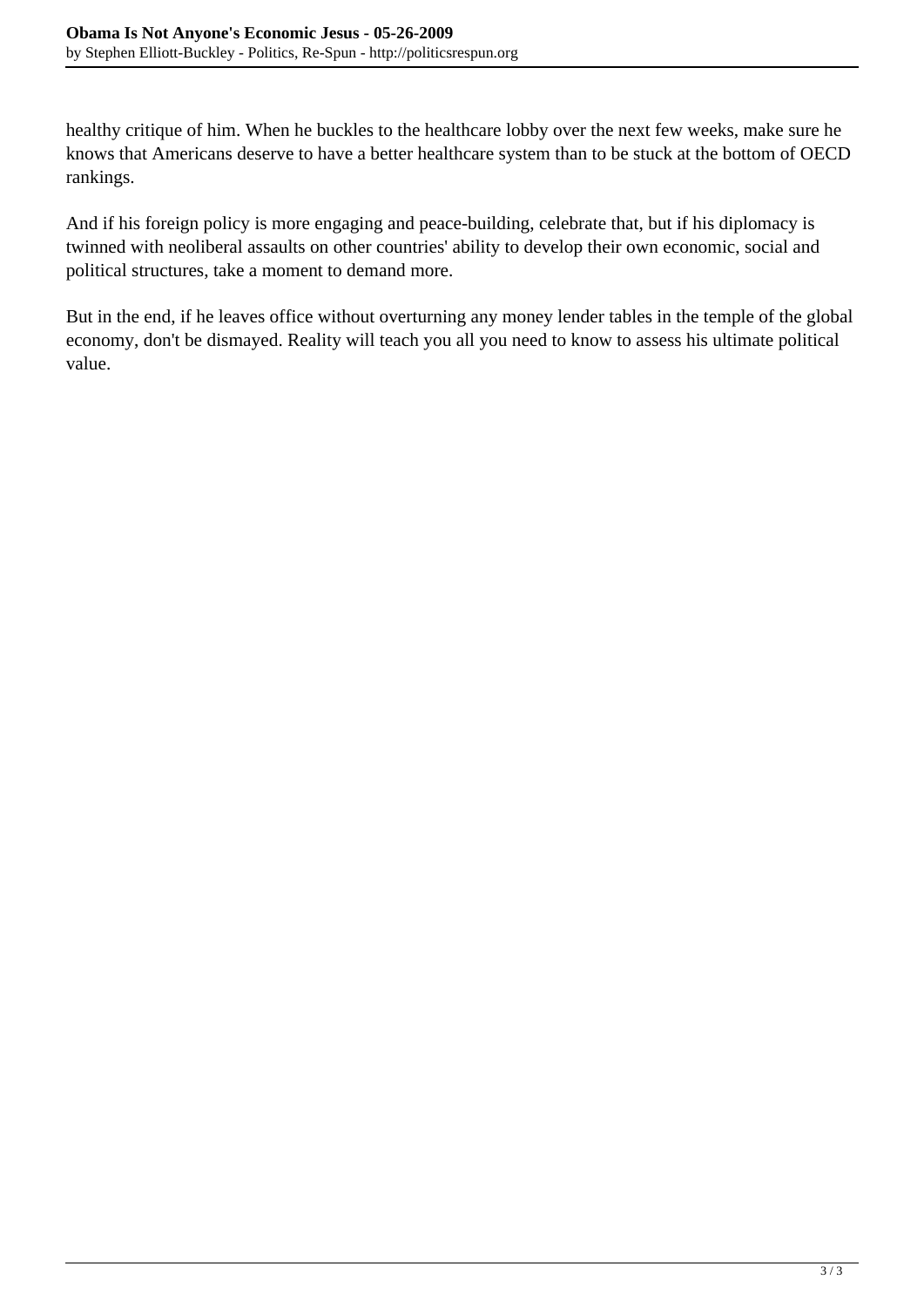healthy critique of him. When he buckles to the healthcare lobby over the next few weeks, make sure he knows that Americans deserve to have a better healthcare system than to be stuck at the bottom of OECD rankings.

And if his foreign policy is more engaging and peace-building, celebrate that, but if his diplomacy is twinned with neoliberal assaults on other countries' ability to develop their own economic, social and political structures, take a moment to demand more.

But in the end, if he leaves office without overturning any money lender tables in the temple of the global economy, don't be dismayed. Reality will teach you all you need to know to assess his ultimate political value.